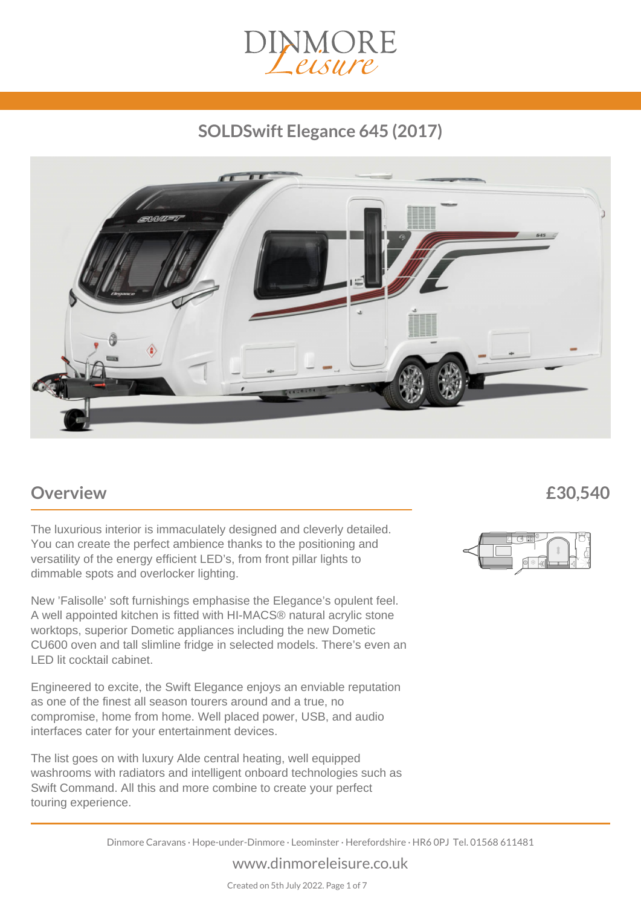# SOLDSwift Elegance 645 (2017)

## Overview

**£30,540**

The luxurious interior is immaculately designed and cleverly detailed. You can create the perfect ambience thanks to the positioning and versatility of the energy efficient LED's, from front pillar lights to dimmable spots and overlocker lighting.

New 'Falisolle' soft furnishings emphasise the Elegance's opulent feel. A well appointed kitchen is fitted with HI-MACS® natural acrylic stone worktops, superior Dometic appliances including the new Dometic CU600 oven and tall slimline fridge in selected models. There's even an LED lit cocktail cabinet.

Engineered to excite, the Swift Elegance enjoys an enviable reputation as one of the finest all season tourers around and a true, no compromise, home from home. Well placed power, USB, and audio interfaces cater for your entertainment devices.

The list goes on with luxury Alde central heating, well equipped washrooms with radiators and intelligent onboard technologies such as Swift Command. All this and more combine to create your perfect touring experience.

Dinmore Caravans · Hope-under-Dinmore · Leominster · Herefordshire · HR6 0PJ Tel. 01568 611481

www.dinmoreleisure.co.uk

Created on 5th July 2022.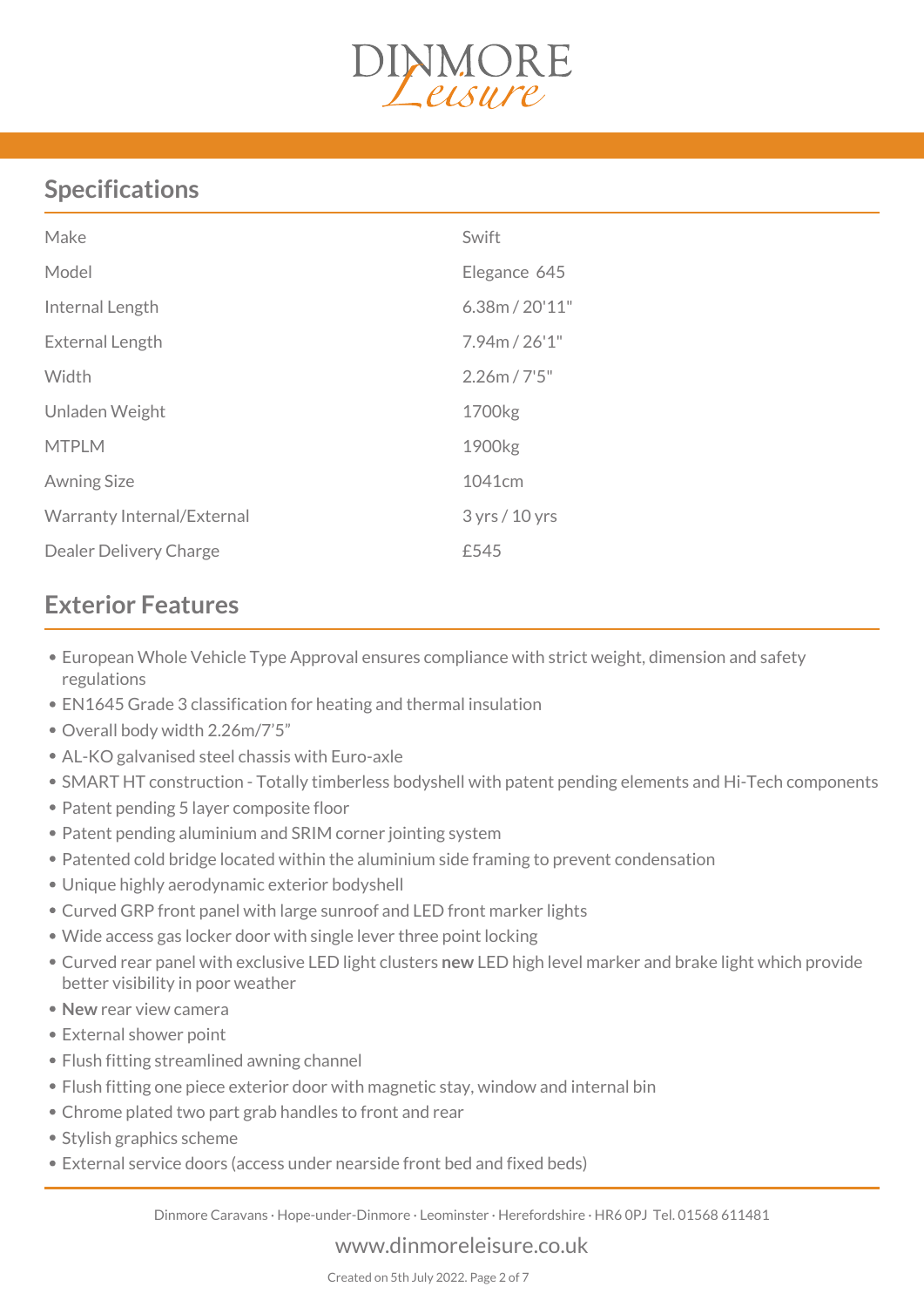## Specifications

| | |
|---|---|
| Make | Swift |
| Model | Elegance 645 |
| Internal Length | 6.38m / 20'11" |
| External Length | 7.94m / 26'1" |
| Width | 2.26m / 7'5" |
| Unladen Weight | 1700kg |
| MTPLM | 1900kg |
| Awning Size | 1041cm |
| Warranty Internal/External | 3 yrs / 10 yrs |
| Dealer Delivery Charge | £545 |

## Exterior Features

- European Whole Vehicle Type Approval ensures compliance with strict weight, dimension and safety regulations
- EN1645 Grade 3 classification for heating and thermal insulation
- Overall body width 2.26m/7'5"
- AL-KO galvanised steel chassis with Euro-axle
- SMART HT construction - Totally timberless bodyshell with patent pending elements and Hi-Tech components
- Patent pending 5 layer composite floor
- Patent pending aluminium and SRIM corner jointing system
- Patented cold bridge located within the aluminium side framing to prevent condensation
- Unique highly aerodynamic exterior bodyshell
- Curved GRP front panel with large sunroof and LED front marker lights
- Wide access gas locker door with single lever three point locking
- Curved rear panel with exclusive LED light clusters **new** LED high level marker and brake light which provide better visibility in poor weather
- **New** rear view camera
- External shower point
- Flush fitting streamlined awning channel
- Flush fitting one piece exterior door with magnetic stay, window and internal bin
- Chrome plated two part grab handles to front and rear
- Stylish graphics scheme
- External service doors (access under nearside front bed and fixed beds)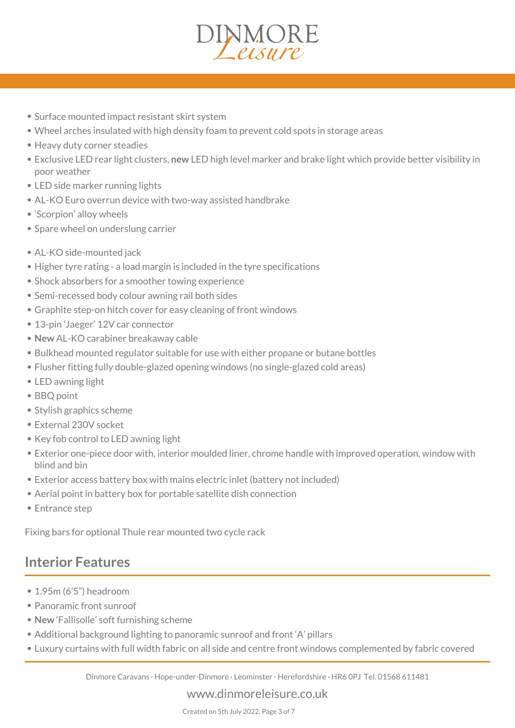- Surface mounted impact resistant skirt system
- Wheel arches insulated with high density foam to prevent cold spots in storage areas
- Heavy duty corner steadies
- Exclusive LED rear light clusters, **new** LED high level marker and brake light which provide better visibility in poor weather
- LED side marker running lights
- AL-KO Euro overrun device with two-way assisted handbrake
- 'Scorpion' alloy wheels
- Spare wheel on underslung carrier

- AL-KO side-mounted jack
- Higher tyre rating - a load margin is included in the tyre specifications
- Shock absorbers for a smoother towing experience
- Semi-recessed body colour awning rail both sides
- Graphite step-on hitch cover for easy cleaning of front windows
- 13-pin 'Jaeger' 12V car connector
- **New** AL-KO carabiner breakaway cable
- Bulkhead mounted regulator suitable for use with either propane or butane bottles
- Flusher fitting fully double-glazed opening windows (no single-glazed cold areas)
- LED awning light
- BBQ point
- Stylish graphics scheme
- External 230V socket
- Key fob control to LED awning light
- Exterior one-piece door with, interior moulded liner, chrome handle with improved operation, window with blind and bin
- Exterior access battery box with mains electric inlet (battery not included)
- Aerial point in battery box for portable satellite dish connection
- Entrance step

Fixing bars for optional Thule rear mounted two cycle rack

## Interior Features

- 1.95m (6'5") headroom
- Panoramic front sunroof
- **New** 'Fallisolle' soft furnishing scheme
- Additional background lighting to panoramic sunroof and front 'A' pillars
- Luxury curtains with full width fabric on all side and centre front windows complemented by fabric covered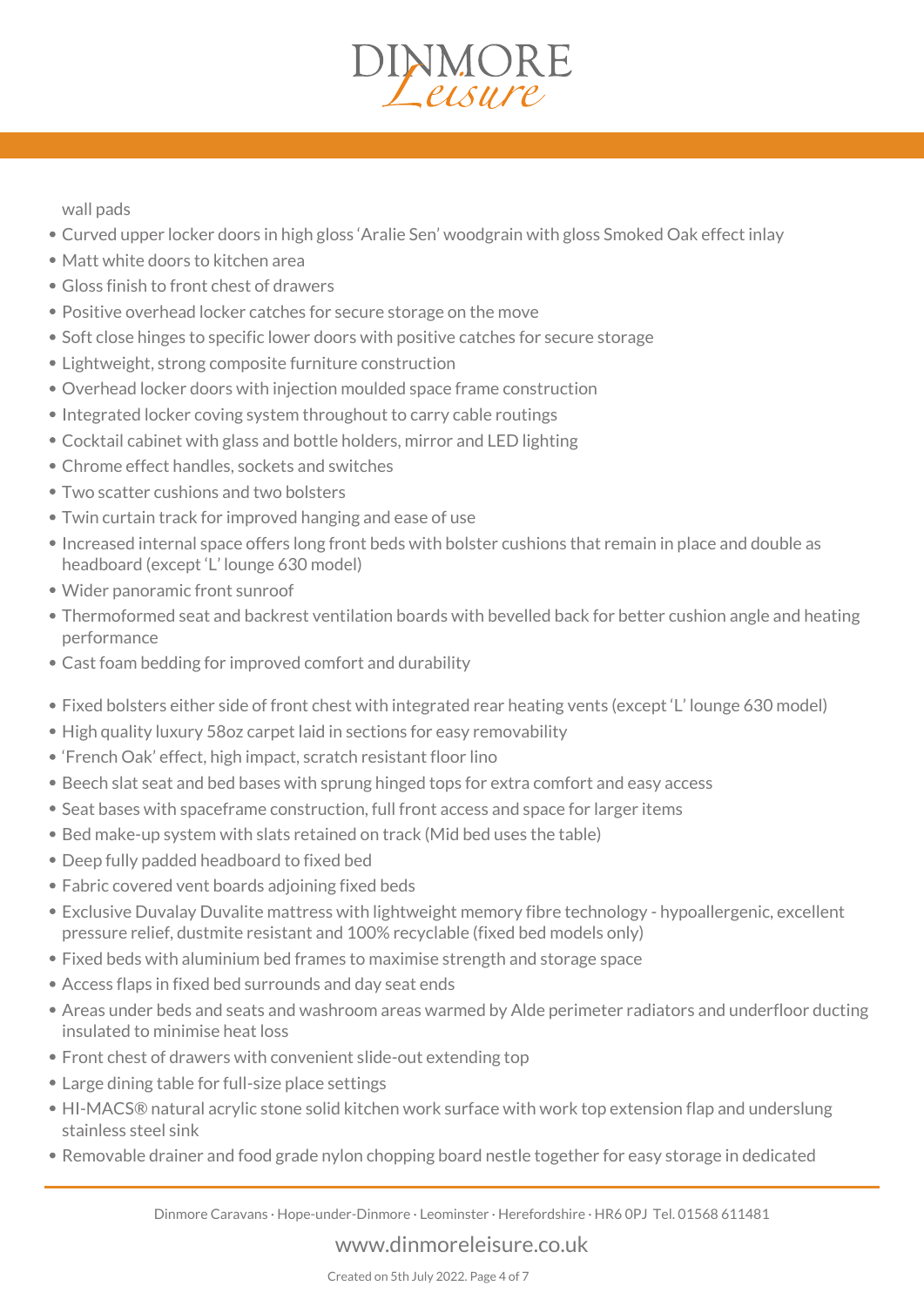wall pads

- Curved upper locker doors in high gloss 'Aralie Sen' woodgrain with gloss Smoked Oak effect inlay
- Matt white doors to kitchen area
- Gloss finish to front chest of drawers
- Positive overhead locker catches for secure storage on the move
- Soft close hinges to specific lower doors with positive catches for secure storage
- Lightweight, strong composite furniture construction
- Overhead locker doors with injection moulded space frame construction
- Integrated locker coving system throughout to carry cable routings
- Cocktail cabinet with glass and bottle holders, mirror and LED lighting
- Chrome effect handles, sockets and switches
- Two scatter cushions and two bolsters
- Twin curtain track for improved hanging and ease of use
- Increased internal space offers long front beds with bolster cushions that remain in place and double as headboard (except 'L' lounge 630 model)
- Wider panoramic front sunroof
- Thermoformed seat and backrest ventilation boards with bevelled back for better cushion angle and heating performance
- Cast foam bedding for improved comfort and durability
- Fixed bolsters either side of front chest with integrated rear heating vents (except 'L' lounge 630 model)
- High quality luxury 58oz carpet laid in sections for easy removability
- 'French Oak' effect, high impact, scratch resistant floor lino
- Beech slat seat and bed bases with sprung hinged tops for extra comfort and easy access
- Seat bases with spaceframe construction, full front access and space for larger items
- Bed make-up system with slats retained on track (Mid bed uses the table)
- Deep fully padded headboard to fixed bed
- Fabric covered vent boards adjoining fixed beds
- Exclusive Duvalay Duvalite mattress with lightweight memory fibre technology - hypoallergenic, excellent pressure relief, dustmite resistant and 100% recyclable (fixed bed models only)
- Fixed beds with aluminium bed frames to maximise strength and storage space
- Access flaps in fixed bed surrounds and day seat ends
- Areas under beds and seats and washroom areas warmed by Alde perimeter radiators and underfloor ducting insulated to minimise heat loss
- Front chest of drawers with convenient slide-out extending top
- Large dining table for full-size place settings
- HI-MACS® natural acrylic stone solid kitchen work surface with work top extension flap and underslung stainless steel sink
- Removable drainer and food grade nylon chopping board nestle together for easy storage in dedicated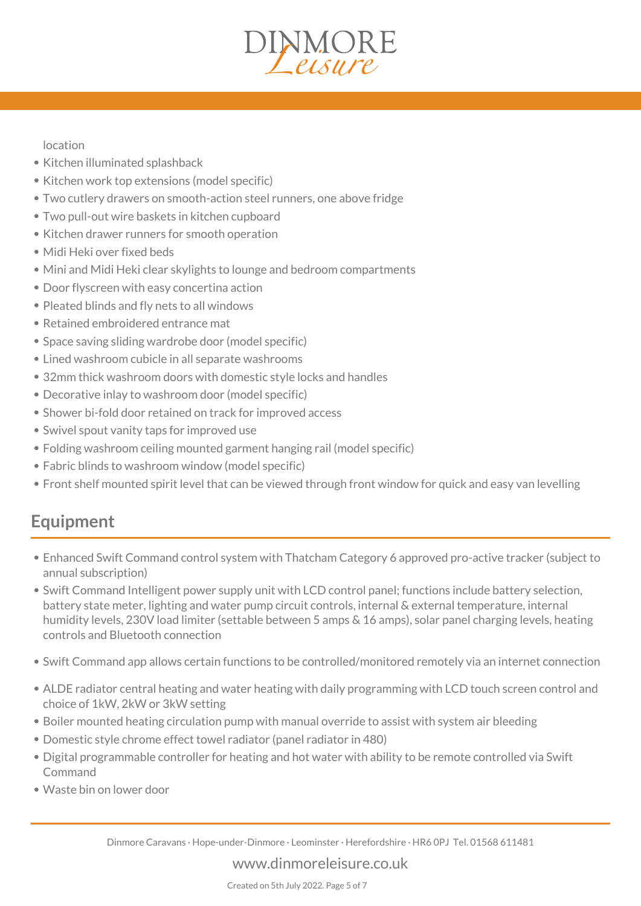location

- Kitchen illuminated splashback
- Kitchen work top extensions (model specific)
- Two cutlery drawers on smooth-action steel runners, one above fridge
- Two pull-out wire baskets in kitchen cupboard
- Kitchen drawer runners for smooth operation
- Midi Heki over fixed beds
- Mini and Midi Heki clear skylights to lounge and bedroom compartments
- Door flyscreen with easy concertina action
- Pleated blinds and fly nets to all windows
- Retained embroidered entrance mat
- Space saving sliding wardrobe door (model specific)
- Lined washroom cubicle in all separate washrooms
- 32mm thick washroom doors with domestic style locks and handles
- Decorative inlay to washroom door (model specific)
- Shower bi-fold door retained on track for improved access
- Swivel spout vanity taps for improved use
- Folding washroom ceiling mounted garment hanging rail (model specific)
- Fabric blinds to washroom window (model specific)
- Front shelf mounted spirit level that can be viewed through front window for quick and easy van levelling

## Equipment

- Enhanced Swift Command control system with Thatcham Category 6 approved pro-active tracker (subject to annual subscription)
- Swift Command Intelligent power supply unit with LCD control panel; functions include battery selection, battery state meter, lighting and water pump circuit controls, internal & external temperature, internal humidity levels, 230V load limiter (settable between 5 amps & 16 amps), solar panel charging levels, heating controls and Bluetooth connection
- Swift Command app allows certain functions to be controlled/monitored remotely via an internet connection
- ALDE radiator central heating and water heating with daily programming with LCD touch screen control and choice of 1kW, 2kW or 3kW setting
- Boiler mounted heating circulation pump with manual override to assist with system air bleeding
- Domestic style chrome effect towel radiator (panel radiator in 480)
- Digital programmable controller for heating and hot water with ability to be remote controlled via Swift Command
- Waste bin on lower door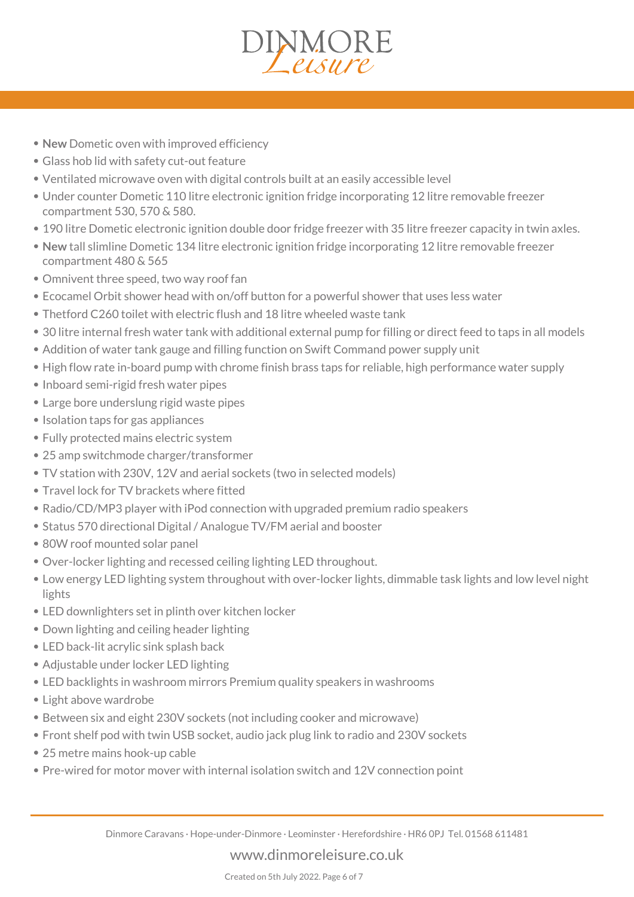- **New** Dometic oven with improved efficiency
- Glass hob lid with safety cut-out feature
- Ventilated microwave oven with digital controls built at an easily accessible level
- Under counter Dometic 110 litre electronic ignition fridge incorporating 12 litre removable freezer compartment 530, 570 & 580.
- 190 litre Dometic electronic ignition double door fridge freezer with 35 litre freezer capacity in twin axles.
- **New** tall slimline Dometic 134 litre electronic ignition fridge incorporating 12 litre removable freezer compartment 480 & 565
- Omnivent three speed, two way roof fan
- Ecocamel Orbit shower head with on/off button for a powerful shower that uses less water
- Thetford C260 toilet with electric flush and 18 litre wheeled waste tank
- 30 litre internal fresh water tank with additional external pump for filling or direct feed to taps in all models
- Addition of water tank gauge and filling function on Swift Command power supply unit
- High flow rate in-board pump with chrome finish brass taps for reliable, high performance water supply
- Inboard semi-rigid fresh water pipes
- Large bore underslung rigid waste pipes
- Isolation taps for gas appliances
- Fully protected mains electric system
- 25 amp switchmode charger/transformer
- TV station with 230V, 12V and aerial sockets (two in selected models)
- Travel lock for TV brackets where fitted
- Radio/CD/MP3 player with iPod connection with upgraded premium radio speakers
- Status 570 directional Digital / Analogue TV/FM aerial and booster
- 80W roof mounted solar panel
- Over-locker lighting and recessed ceiling lighting LED throughout.
- Low energy LED lighting system throughout with over-locker lights, dimmable task lights and low level night lights
- LED downlighters set in plinth over kitchen locker
- Down lighting and ceiling header lighting
- LED back-lit acrylic sink splash back
- Adjustable under locker LED lighting
- LED backlights in washroom mirrors Premium quality speakers in washrooms
- Light above wardrobe
- Between six and eight 230V sockets (not including cooker and microwave)
- Front shelf pod with twin USB socket, audio jack plug link to radio and 230V sockets
- 25 metre mains hook-up cable
- Pre-wired for motor mover with internal isolation switch and 12V connection point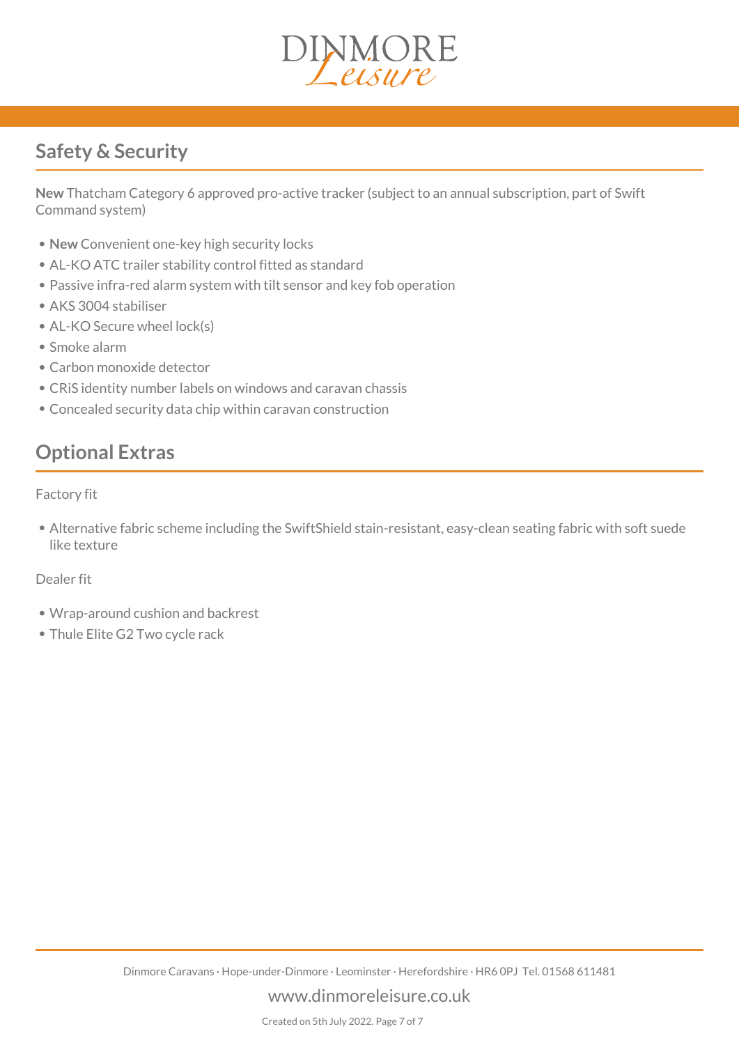## Safety & Security

**New** Thatcham Category 6 approved pro-active tracker (subject to an annual subscription, part of Swift Command system)

- **New** Convenient one-key high security locks
- AL-KO ATC trailer stability control fitted as standard
- Passive infra-red alarm system with tilt sensor and key fob operation
- AKS 3004 stabiliser
- AL-KO Secure wheel lock(s)
- Smoke alarm
- Carbon monoxide detector
- CRiS identity number labels on windows and caravan chassis
- Concealed security data chip within caravan construction

## Optional Extras

Factory fit

- Alternative fabric scheme including the SwiftShield stain-resistant, easy-clean seating fabric with soft suede like texture

Dealer fit

- Wrap-around cushion and backrest
- Thule Elite G2 Two cycle rack